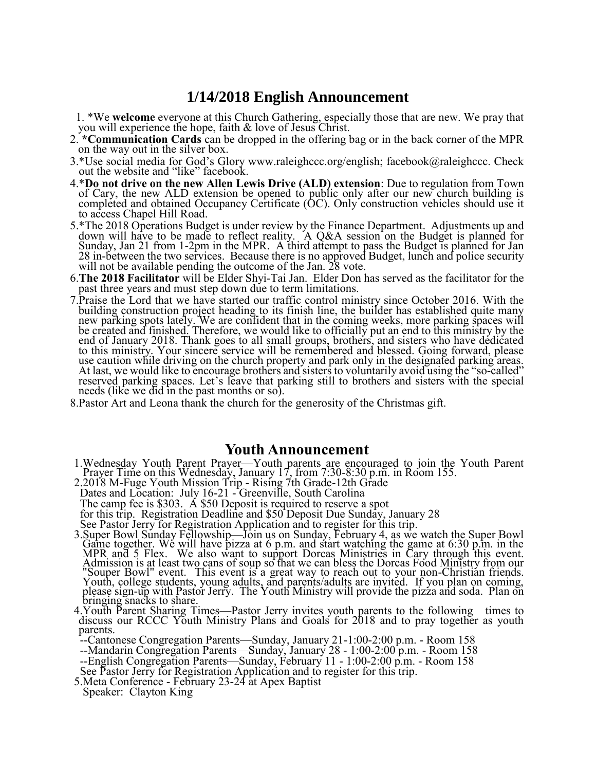# 1/14/2018 English Announcement

1. *We **welcome** everyone at this Church Gathering, especially those that are new. We pray that you will experience the hope, faith & love of Jesus Christ.
2. ***Communication Cards** can be dropped in the offering bag or in the back corner of the MPR on the way out in the silver box.
3. *Use social media for God's Glory www.raleighccc.org/english; facebook@raleighccc. Check out the website and "like" facebook.
4. ***Do not drive on the new Allen Lewis Drive (ALD) extension**: Due to regulation from Town of Cary, the new ALD extension be opened to public only after our new church building is completed and obtained Occupancy Certificate (OC). Only construction vehicles should use it to access Chapel Hill Road.
5. *The 2018 Operations Budget is under review by the Finance Department. Adjustments up and down will have to be made to reflect reality. A Q&A session on the Budget is planned for Sunday, Jan 21 from 1-2pm in the MPR. A third attempt to pass the Budget is planned for Jan 28 in-between the two services. Because there is no approved Budget, lunch and police security will not be available pending the outcome of the Jan. 28 vote.
6. **The 2018 Facilitator** will be Elder Shyi-Tai Jan. Elder Don has served as the facilitator for the past three years and must step down due to term limitations.
7. Praise the Lord that we have started our traffic control ministry since October 2016. With the building construction project heading to its finish line, the builder has established quite many new parking spots lately. We are confident that in the coming weeks, more parking spaces will be created and finished. Therefore, we would like to officially put an end to this ministry by the end of January 2018. Thank goes to all small groups, brothers, and sisters who have dedicated to this ministry. Your sincere service will be remembered and blessed. Going forward, please use caution while driving on the church property and park only in the designated parking areas. At last, we would like to encourage brothers and sisters to voluntarily avoid using the "so-called" reserved parking spaces. Let's leave that parking still to brothers and sisters with the special needs (like we did in the past months or so).
8. Pastor Art and Leona thank the church for the generosity of the Christmas gift.

# Youth Announcement

1. Wednesday Youth Parent Prayer—Youth parents are encouraged to join the Youth Parent Prayer Time on this Wednesday, January 17, from 7:30-8:30 p.m. in Room 155.
2. 2018 M-Fuge Youth Mission Trip - Rising 7th Grade-12th Grade
   Dates and Location: July 16-21 - Greenville, South Carolina
   The camp fee is $303. A $50 Deposit is required to reserve a spot for this trip. Registration Deadline and $50 Deposit Due Sunday, January 28
   See Pastor Jerry for Registration Application and to register for this trip.
3. Super Bowl Sunday Fellowship—Join us on Sunday, February 4, as we watch the Super Bowl Game together. We will have pizza at 6 p.m. and start watching the game at 6:30 p.m. in the MPR and 5 Flex. We also want to support Dorcas Ministries in Cary through this event. Admission is at least two cans of soup so that we can bless the Dorcas Food Ministry from our "Souper Bowl" event. This event is a great way to reach out to your non-Christian friends. Youth, college students, young adults, and parents/adults are invited. If you plan on coming, please sign-up with Pastor Jerry. The Youth Ministry will provide the pizza and soda. Plan on bringing snacks to share.
4. Youth Parent Sharing Times—Pastor Jerry invites youth parents to the following times to discuss our RCCC Youth Ministry Plans and Goals for 2018 and to pray together as youth parents.
   --Cantonese Congregation Parents—Sunday, January 21-1:00-2:00 p.m. - Room 158
   --Mandarin Congregation Parents—Sunday, January 28 - 1:00-2:00 p.m. - Room 158
   --English Congregation Parents—Sunday, February 11 - 1:00-2:00 p.m. - Room 158
   See Pastor Jerry for Registration Application and to register for this trip.
5. Meta Conference - February 23-24 at Apex Baptist
   Speaker: Clayton King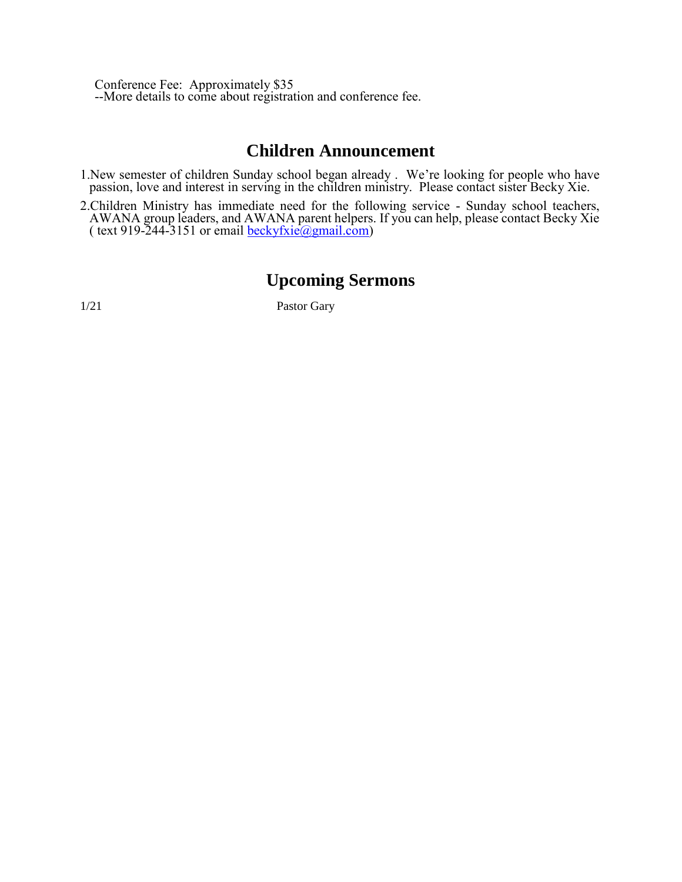Conference Fee:  Approximately $35
--More details to come about registration and conference fee.

## Children Announcement

1. New semester of children Sunday school began already .  We're looking for people who have passion, love and interest in serving in the children ministry.  Please contact sister Becky Xie.
2. Children Ministry has immediate need for the following service - Sunday school teachers, AWANA group leaders, and AWANA parent helpers. If you can help, please contact Becky Xie ( text 919-244-3151 or email beckyfxie@gmail.com)

## Upcoming Sermons

| | |
|---|---|
| 1/21 | Pastor Gary |